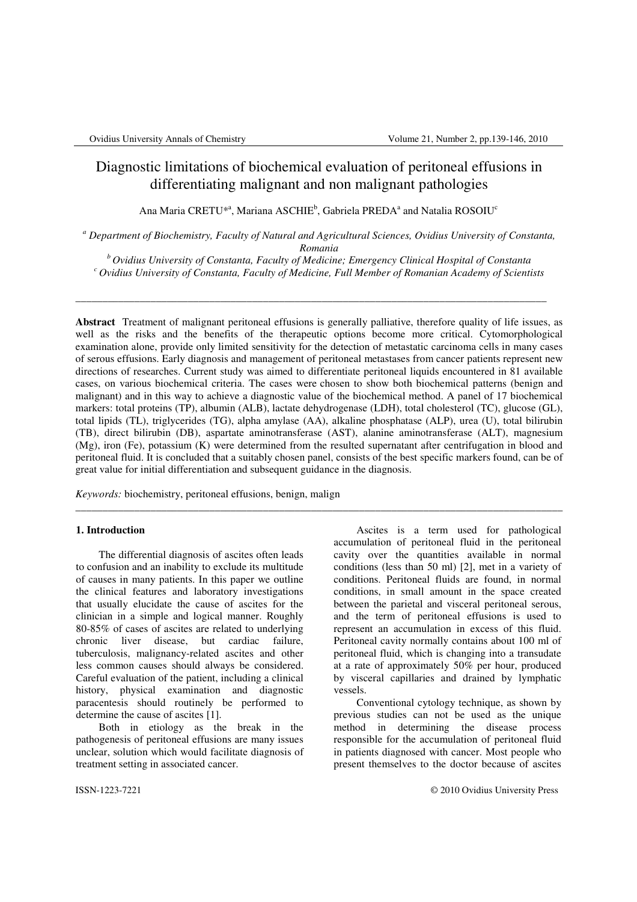# Diagnostic limitations of biochemical evaluation of peritoneal effusions in differentiating malignant and non malignant pathologies

Ana Maria CRETU*[a], Mariana ASCHIE[b], Gabriela PREDA[a] and Natalia ROSOIU[c]

[a] *Department of Biochemistry, Faculty of Natural and Agricultural Sciences, Ovidius University of Constanta, Romania*

[b] *Ovidius University of Constanta, Faculty of Medicine; Emergency Clinical Hospital of Constanta*

[c] *Ovidius University of Constanta, Faculty of Medicine, Full Member of Romanian Academy of Scientists*

---

**Abstract** Treatment of malignant peritoneal effusions is generally palliative, therefore quality of life issues, as well as the risks and the benefits of the therapeutic options become more critical. Cytomorphological examination alone, provide only limited sensitivity for the detection of metastatic carcinoma cells in many cases of serous effusions. Early diagnosis and management of peritoneal metastases from cancer patients represent new directions of researches. Current study was aimed to differentiate peritoneal liquids encountered in 81 available cases, on various biochemical criteria. The cases were chosen to show both biochemical patterns (benign and malignant) and in this way to achieve a diagnostic value of the biochemical method. A panel of 17 biochemical markers: total proteins (TP), albumin (ALB), lactate dehydrogenase (LDH), total cholesterol (TC), glucose (GL), total lipids (TL), triglycerides (TG), alpha amylase (AA), alkaline phosphatase (ALP), urea (U), total bilirubin (TB), direct bilirubin (DB), aspartate aminotransferase (AST), alanine aminotransferase (ALT), magnesium (Mg), iron (Fe), potassium (K) were determined from the resulted supernatant after centrifugation in blood and peritoneal fluid. It is concluded that a suitably chosen panel, consists of the best specific markers found, can be of great value for initial differentiation and subsequent guidance in the diagnosis.

*Keywords:* biochemistry, peritoneal effusions, benign, malign

---

## 1. Introduction

The differential diagnosis of ascites often leads to confusion and an inability to exclude its multitude of causes in many patients. In this paper we outline the clinical features and laboratory investigations that usually elucidate the cause of ascites for the clinician in a simple and logical manner. Roughly 80-85% of cases of ascites are related to underlying chronic liver disease, but cardiac failure, tuberculosis, malignancy-related ascites and other less common causes should always be considered. Careful evaluation of the patient, including a clinical history, physical examination and diagnostic paracentesis should routinely be performed to determine the cause of ascites [1].

Both in etiology as the break in the pathogenesis of peritoneal effusions are many issues unclear, solution which would facilitate diagnosis of treatment setting in associated cancer.

Ascites is a term used for pathological accumulation of peritoneal fluid in the peritoneal cavity over the quantities available in normal conditions (less than 50 ml) [2], met in a variety of conditions. Peritoneal fluids are found, in normal conditions, in small amount in the space created between the parietal and visceral peritoneal serous, and the term of peritoneal effusions is used to represent an accumulation in excess of this fluid. Peritoneal cavity normally contains about 100 ml of peritoneal fluid, which is changing into a transudate at a rate of approximately 50% per hour, produced by visceral capillaries and drained by lymphatic vessels.

Conventional cytology technique, as shown by previous studies can not be used as the unique method in determining the disease process responsible for the accumulation of peritoneal fluid in patients diagnosed with cancer. Most people who present themselves to the doctor because of ascites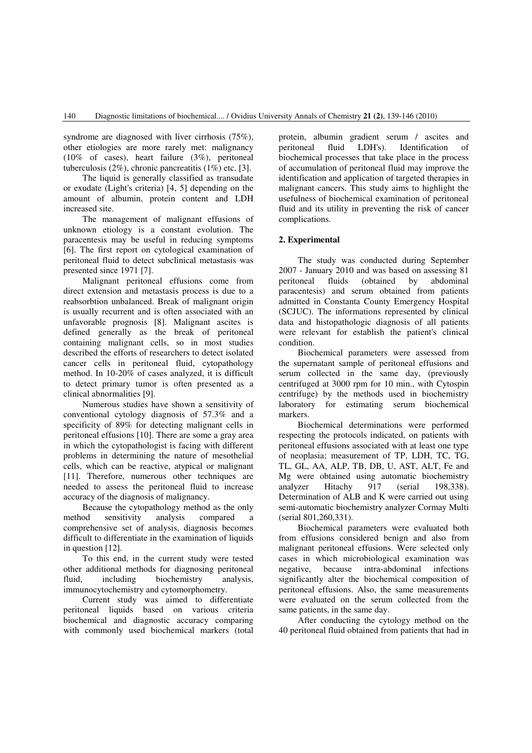syndrome are diagnosed with liver cirrhosis (75%), other etiologies are more rarely met: malignancy (10% of cases), heart failure (3%), peritoneal tuberculosis (2%), chronic pancreatitis (1%) etc. [3].

The liquid is generally classified as transudate or exudate (Light's criteria) [4, 5] depending on the amount of albumin, protein content and LDH increased site.

The management of malignant effusions of unknown etiology is a constant evolution. The paracentesis may be useful in reducing symptoms [6]. The first report on cytological examination of peritoneal fluid to detect subclinical metastasis was presented since 1971 [7].

Malignant peritoneal effusions come from direct extension and metastasis process is due to a reabsorbtion unbalanced. Break of malignant origin is usually recurrent and is often associated with an unfavorable prognosis [8]. Malignant ascites is defined generally as the break of peritoneal containing malignant cells, so in most studies described the efforts of researchers to detect isolated cancer cells in peritoneal fluid, cytopathology method. In 10-20% of cases analyzed, it is difficult to detect primary tumor is often presented as a clinical abnormalities [9].

Numerous studies have shown a sensitivity of conventional cytology diagnosis of 57.3% and a specificity of 89% for detecting malignant cells in peritoneal effusions [10]. There are some a gray area in which the cytopathologist is facing with different problems in determining the nature of mesothelial cells, which can be reactive, atypical or malignant [11]. Therefore, numerous other techniques are needed to assess the peritoneal fluid to increase accuracy of the diagnosis of malignancy.

Because the cytopathology method as the only method sensitivity analysis compared a comprehensive set of analysis, diagnosis becomes difficult to differentiate in the examination of liquids in question [12].

To this end, in the current study were tested other additional methods for diagnosing peritoneal fluid, including biochemistry analysis, immunocytochemistry and cytomorphometry.

Current study was aimed to differentiate peritoneal liquids based on various criteria biochemical and diagnostic accuracy comparing with commonly used biochemical markers (total protein, albumin gradient serum / ascites and peritoneal fluid LDH's). Identification of biochemical processes that take place in the process of accumulation of peritoneal fluid may improve the identification and application of targeted therapies in malignant cancers. This study aims to highlight the usefulness of biochemical examination of peritoneal fluid and its utility in preventing the risk of cancer complications.

## 2. Experimental

The study was conducted during September 2007 - January 2010 and was based on assessing 81 peritoneal fluids (obtained by abdominal paracentesis) and serum obtained from patients admitted in Constanta County Emergency Hospital (SCJUC). The informations represented by clinical data and histopathologic diagnosis of all patients were relevant for establish the patient's clinical condition.

Biochemical parameters were assessed from the supernatant sample of peritoneal effusions and serum collected in the same day, (previously centrifuged at 3000 rpm for 10 min., with Cytospin centrifuge) by the methods used in biochemistry laboratory for estimating serum biochemical markers.

Biochemical determinations were performed respecting the protocols indicated, on patients with peritoneal effusions associated with at least one type of neoplasia; measurement of TP, LDH, TC, TG, TL, GL, AA, ALP, TB, DB, U, AST, ALT, Fe and Mg were obtained using automatic biochemistry analyzer Hitachy 917 (serial 198,338). Determination of ALB and K were carried out using semi-automatic biochemistry analyzer Cormay Multi (serial 801,260,331).

Biochemical parameters were evaluated both from effusions considered benign and also from malignant peritoneal effusions. Were selected only cases in which microbiological examination was negative, because intra-abdominal infections significantly alter the biochemical composition of peritoneal effusions. Also, the same measurements were evaluated on the serum collected from the same patients, in the same day.

After conducting the cytology method on the 40 peritoneal fluid obtained from patients that had in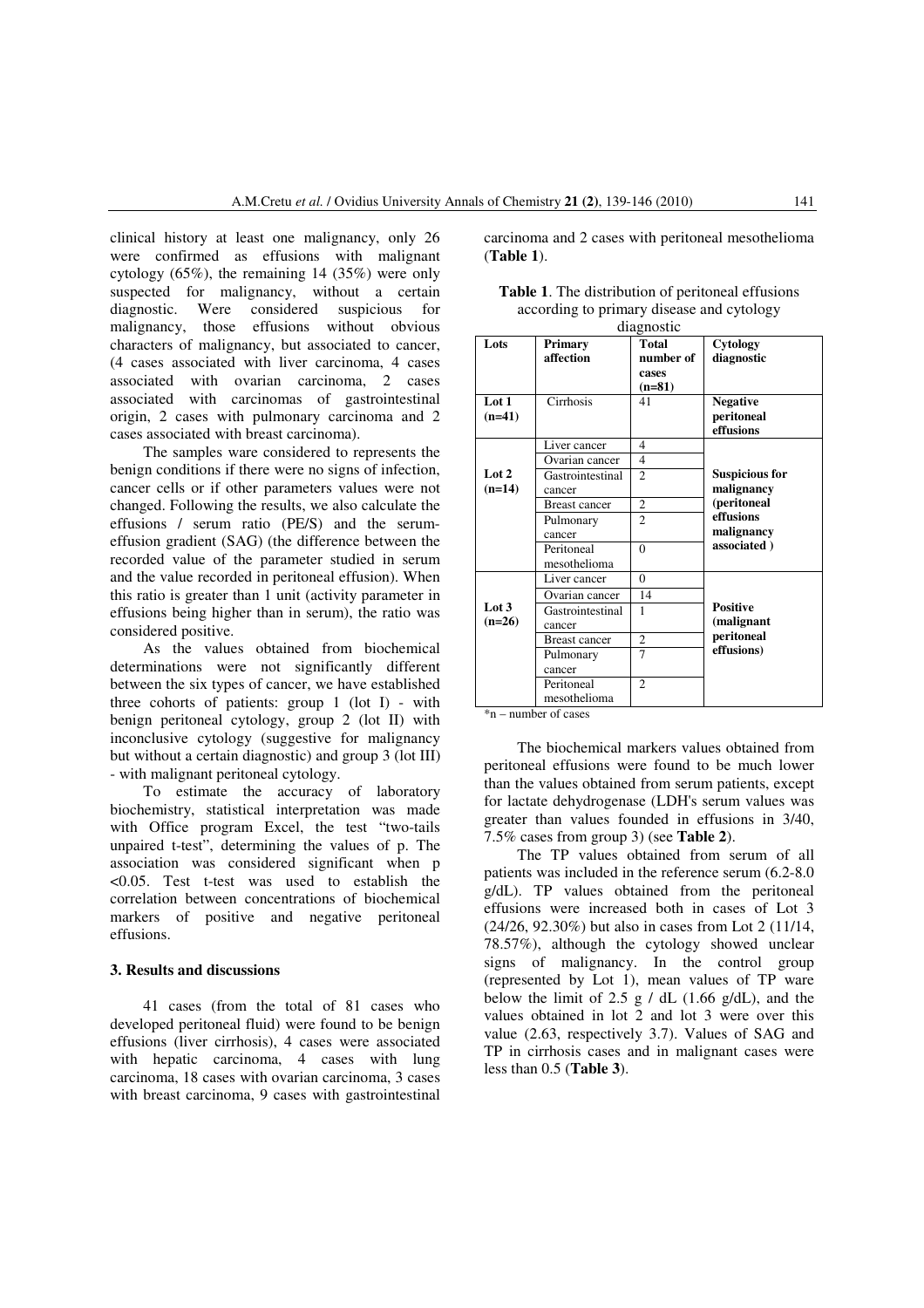clinical history at least one malignancy, only 26 were confirmed as effusions with malignant cytology (65%), the remaining 14 (35%) were only suspected for malignancy, without a certain diagnostic. Were considered suspicious for malignancy, those effusions without obvious characters of malignancy, but associated to cancer, (4 cases associated with liver carcinoma, 4 cases associated with ovarian carcinoma, 2 cases associated with carcinomas of gastrointestinal origin, 2 cases with pulmonary carcinoma and 2 cases associated with breast carcinoma).

The samples ware considered to represents the benign conditions if there were no signs of infection, cancer cells or if other parameters values were not changed. Following the results, we also calculate the effusions / serum ratio (PE/S) and the serum-effusion gradient (SAG) (the difference between the recorded value of the parameter studied in serum and the value recorded in peritoneal effusion). When this ratio is greater than 1 unit (activity parameter in effusions being higher than in serum), the ratio was considered positive.

As the values obtained from biochemical determinations were not significantly different between the six types of cancer, we have established three cohorts of patients: group 1 (lot I) - with benign peritoneal cytology, group 2 (lot II) with inconclusive cytology (suggestive for malignancy but without a certain diagnostic) and group 3 (lot III) - with malignant peritoneal cytology.

To estimate the accuracy of laboratory biochemistry, statistical interpretation was made with Office program Excel, the test "two-tails unpaired t-test", determining the values of p. The association was considered significant when $p < 0.05$. Test t-test was used to establish the correlation between concentrations of biochemical markers of positive and negative peritoneal effusions.

## 3. Results and discussions

41 cases (from the total of 81 cases who developed peritoneal fluid) were found to be benign effusions (liver cirrhosis), 4 cases were associated with hepatic carcinoma, 4 cases with lung carcinoma, 18 cases with ovarian carcinoma, 3 cases with breast carcinoma, 9 cases with gastrointestinal carcinoma and 2 cases with peritoneal mesothelioma (**Table 1**).

**Table 1**. The distribution of peritoneal effusions according to primary disease and cytology diagnostic

| Lots | Primary affection | Total number of cases (n=81) | Cytology diagnostic |
|---|---|---|---|
| **Lot 1 (n=41)** | Cirrhosis | 41 | **Negative peritoneal effusions** |
| **Lot 2 (n=14)** | Liver cancer | 4 | **Suspicious for malignancy (peritoneal effusions malignancy associated )** |
| | Ovarian cancer | 4 | |
| | Gastrointestinal cancer | 2 | |
| | Breast cancer | 2 | |
| | Pulmonary cancer | 2 | |
| | Peritoneal mesothelioma | 0 | |
| **Lot 3 (n=26)** | Liver cancer | 0 | **Positive (malignant peritoneal effusions)** |
| | Ovarian cancer | 14 | |
| | Gastrointestinal cancer | 1 | |
| | Breast cancer | 2 | |
| | Pulmonary cancer | 7 | |
| | Peritoneal mesothelioma | 2 | |

*n – number of cases

The biochemical markers values obtained from peritoneal effusions were found to be much lower than the values obtained from serum patients, except for lactate dehydrogenase (LDH's serum values was greater than values founded in effusions in 3/40, 7.5% cases from group 3) (see **Table 2**).

The TP values obtained from serum of all patients was included in the reference serum (6.2-8.0 g/dL). TP values obtained from the peritoneal effusions were increased both in cases of Lot 3 (24/26, 92.30%) but also in cases from Lot 2 (11/14, 78.57%), although the cytology showed unclear signs of malignancy. In the control group (represented by Lot 1), mean values of TP ware below the limit of 2.5 g / dL (1.66 g/dL), and the values obtained in lot 2 and lot 3 were over this value (2.63, respectively 3.7). Values of SAG and TP in cirrhosis cases and in malignant cases were less than 0.5 (**Table 3**).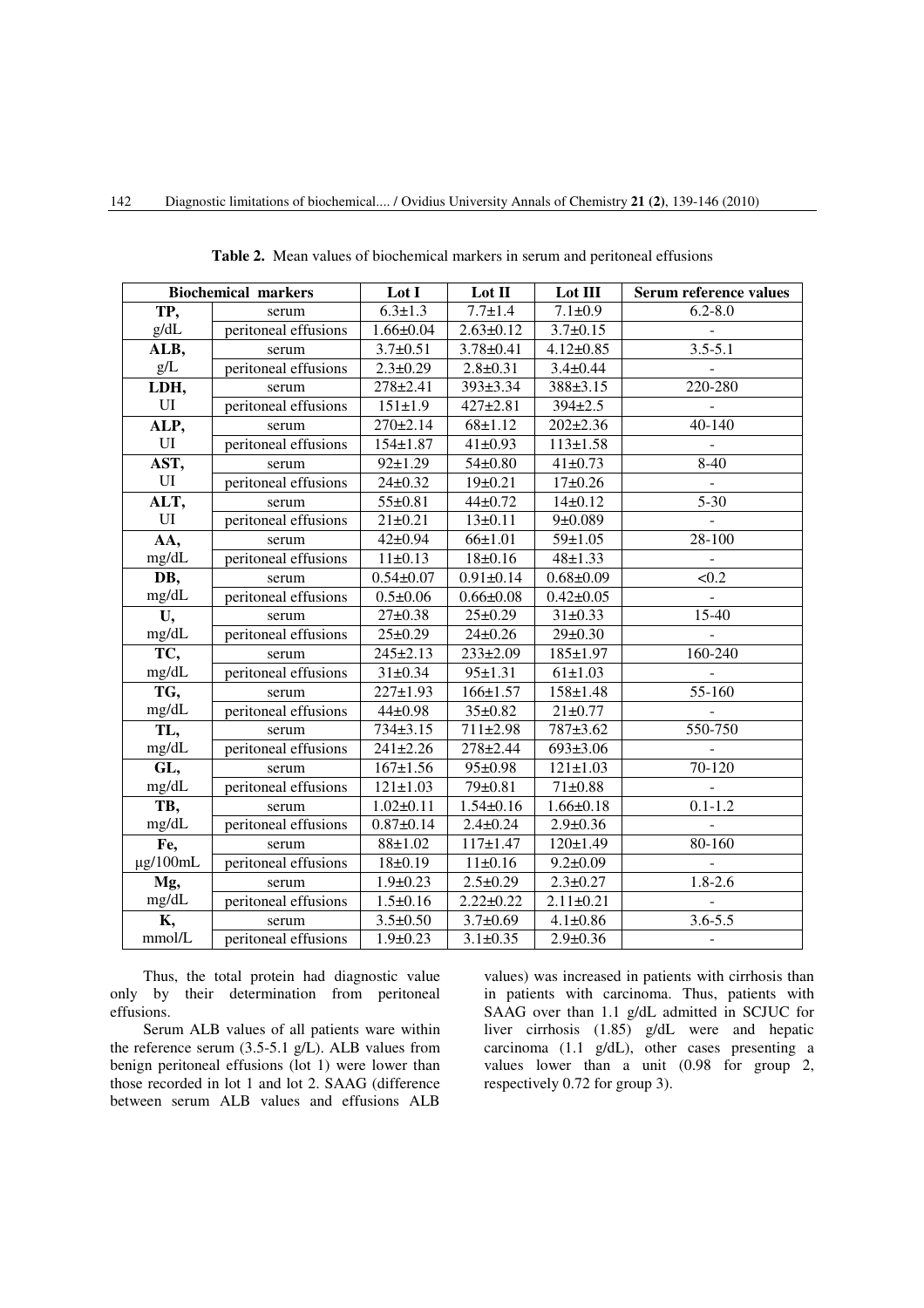**Table 2.** Mean values of biochemical markers in serum and peritoneal effusions

| Biochemical markers | | Lot I | Lot II | Lot III | Serum reference values |
|---|---|---|---|---|---|
| **TP,** g/dL | serum | 6.3±1.3 | 7.7±1.4 | 7.1±0.9 | 6.2-8.0 |
| | peritoneal effusions | 1.66±0.04 | 2.63±0.12 | 3.7±0.15 | - |
| **ALB,** g/L | serum | 3.7±0.51 | 3.78±0.41 | 4.12±0.85 | 3.5-5.1 |
| | peritoneal effusions | 2.3±0.29 | 2.8±0.31 | 3.4±0.44 | - |
| **LDH,** UI | serum | 278±2.41 | 393±3.34 | 388±3.15 | 220-280 |
| | peritoneal effusions | 151±1.9 | 427±2.81 | 394±2.5 | - |
| **ALP,** UI | serum | 270±2.14 | 68±1.12 | 202±2.36 | 40-140 |
| | peritoneal effusions | 154±1.87 | 41±0.93 | 113±1.58 | - |
| **AST,** UI | serum | 92±1.29 | 54±0.80 | 41±0.73 | 8-40 |
| | peritoneal effusions | 24±0.32 | 19±0.21 | 17±0.26 | - |
| **ALT,** UI | serum | 55±0.81 | 44±0.72 | 14±0.12 | 5-30 |
| | peritoneal effusions | 21±0.21 | 13±0.11 | 9±0.089 | - |
| **AA,** mg/dL | serum | 42±0.94 | 66±1.01 | 59±1.05 | 28-100 |
| | peritoneal effusions | 11±0.13 | 18±0.16 | 48±1.33 | - |
| **DB,** mg/dL | serum | 0.54±0.07 | 0.91±0.14 | 0.68±0.09 | <0.2 |
| | peritoneal effusions | 0.5±0.06 | 0.66±0.08 | 0.42±0.05 | - |
| **U,** mg/dL | serum | 27±0.38 | 25±0.29 | 31±0.33 | 15-40 |
| | peritoneal effusions | 25±0.29 | 24±0.26 | 29±0.30 | - |
| **TC,** mg/dL | serum | 245±2.13 | 233±2.09 | 185±1.97 | 160-240 |
| | peritoneal effusions | 31±0.34 | 95±1.31 | 61±1.03 | - |
| **TG,** mg/dL | serum | 227±1.93 | 166±1.57 | 158±1.48 | 55-160 |
| | peritoneal effusions | 44±0.98 | 35±0.82 | 21±0.77 | - |
| **TL,** mg/dL | serum | 734±3.15 | 711±2.98 | 787±3.62 | 550-750 |
| | peritoneal effusions | 241±2.26 | 278±2.44 | 693±3.06 | - |
| **GL,** mg/dL | serum | 167±1.56 | 95±0.98 | 121±1.03 | 70-120 |
| | peritoneal effusions | 121±1.03 | 79±0.81 | 71±0.88 | - |
| **TB,** mg/dL | serum | 1.02±0.11 | 1.54±0.16 | 1.66±0.18 | 0.1-1.2 |
| | peritoneal effusions | 0.87±0.14 | 2.4±0.24 | 2.9±0.36 | - |
| **Fe,** μg/100mL | serum | 88±1.02 | 117±1.47 | 120±1.49 | 80-160 |
| | peritoneal effusions | 18±0.19 | 11±0.16 | 9.2±0.09 | - |
| **Mg,** mg/dL | serum | 1.9±0.23 | 2.5±0.29 | 2.3±0.27 | 1.8-2.6 |
| | peritoneal effusions | 1.5±0.16 | 2.22±0.22 | 2.11±0.21 | - |
| **K,** mmol/L | serum | 3.5±0.50 | 3.7±0.69 | 4.1±0.86 | 3.6-5.5 |
| | peritoneal effusions | 1.9±0.23 | 3.1±0.35 | 2.9±0.36 | - |

Thus, the total protein had diagnostic value only by their determination from peritoneal effusions.

Serum ALB values of all patients ware within the reference serum (3.5-5.1 g/L). ALB values from benign peritoneal effusions (lot 1) were lower than those recorded in lot 1 and lot 2. SAAG (difference between serum ALB values and effusions ALB values) was increased in patients with cirrhosis than in patients with carcinoma. Thus, patients with SAAG over than 1.1 g/dL admitted in SCJUC for liver cirrhosis (1.85) g/dL were and hepatic carcinoma (1.1 g/dL), other cases presenting a values lower than a unit (0.98 for group 2, respectively 0.72 for group 3).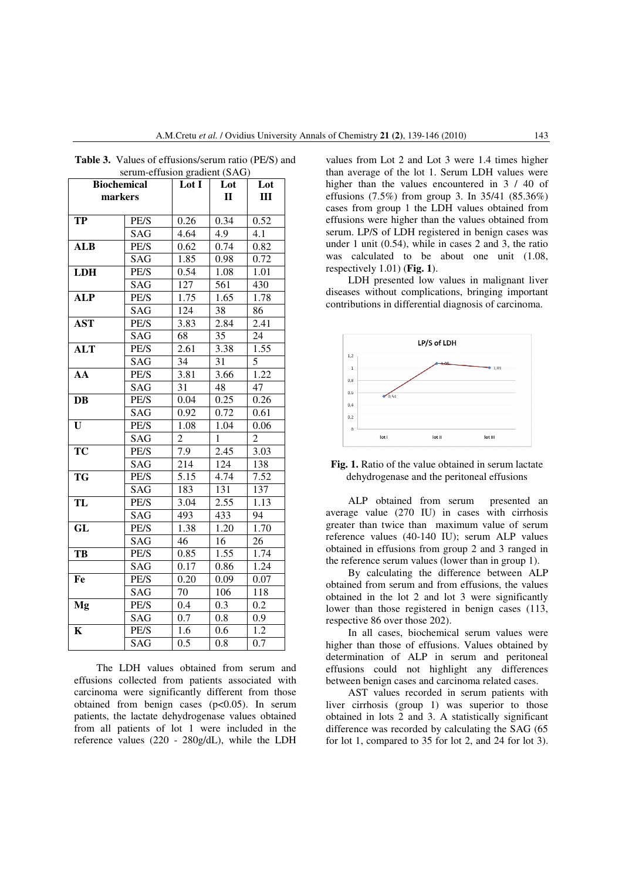Table 3. Values of effusions/serum ratio (PE/S) and serum-effusion gradient (SAG)

| Biochemical markers | | Lot I | Lot II | Lot III |
|---|---|---|---|---|
| TP | PE/S | 0.26 | 0.34 | 0.52 |
| | SAG | 4.64 | 4.9 | 4.1 |
| ALB | PE/S | 0.62 | 0.74 | 0.82 |
| | SAG | 1.85 | 0.98 | 0.72 |
| LDH | PE/S | 0.54 | 1.08 | 1.01 |
| | SAG | 127 | 561 | 430 |
| ALP | PE/S | 1.75 | 1.65 | 1.78 |
| | SAG | 124 | 38 | 86 |
| AST | PE/S | 3.83 | 2.84 | 2.41 |
| | SAG | 68 | 35 | 24 |
| ALT | PE/S | 2.61 | 3.38 | 1.55 |
| | SAG | 34 | 31 | 5 |
| AA | PE/S | 3.81 | 3.66 | 1.22 |
| | SAG | 31 | 48 | 47 |
| DB | PE/S | 0.04 | 0.25 | 0.26 |
| | SAG | 0.92 | 0.72 | 0.61 |
| U | PE/S | 1.08 | 1.04 | 0.06 |
| | SAG | 2 | 1 | 2 |
| TC | PE/S | 7.9 | 2.45 | 3.03 |
| | SAG | 214 | 124 | 138 |
| TG | PE/S | 5.15 | 4.74 | 7.52 |
| | SAG | 183 | 131 | 137 |
| TL | PE/S | 3.04 | 2.55 | 1.13 |
| | SAG | 493 | 433 | 94 |
| GL | PE/S | 1.38 | 1.20 | 1.70 |
| | SAG | 46 | 16 | 26 |
| TB | PE/S | 0.85 | 1.55 | 1.74 |
| | SAG | 0.17 | 0.86 | 1.24 |
| Fe | PE/S | 0.20 | 0.09 | 0.07 |
| | SAG | 70 | 106 | 118 |
| Mg | PE/S | 0.4 | 0.3 | 0.2 |
| | SAG | 0.7 | 0.8 | 0.9 |
| K | PE/S | 1.6 | 0.6 | 1.2 |
| | SAG | 0.5 | 0.8 | 0.7 |

The LDH values obtained from serum and effusions collected from patients associated with carcinoma were significantly different from those obtained from benign cases ($p<0.05$). In serum patients, the lactate dehydrogenase values obtained from all patients of lot 1 were included in the reference values (220 - 280g/dL), while the LDH values from Lot 2 and Lot 3 were 1.4 times higher than average of the lot 1. Serum LDH values were higher than the values encountered in 3 / 40 of effusions (7.5%) from group 3. In 35/41 (85.36%) cases from group 1 the LDH values obtained from effusions were higher than the values obtained from serum. LP/S of LDH registered in benign cases was under 1 unit (0.54), while in cases 2 and 3, the ratio was calculated to be about one unit (1.08, respectively 1.01) (**Fig. 1**).

LDH presented low values in malignant liver diseases without complications, bringing important contributions in differential diagnosis of carcinoma.

**Fig. 1.** Ratio of the value obtained in serum lactate dehydrogenase and the peritoneal effusions

ALP obtained from serum presented an average value (270 IU) in cases with cirrhosis greater than twice than maximum value of serum reference values (40-140 IU); serum ALP values obtained in effusions from group 2 and 3 ranged in the reference serum values (lower than in group 1).

By calculating the difference between ALP obtained from serum and from effusions, the values obtained in the lot 2 and lot 3 were significantly lower than those registered in benign cases (113, respective 86 over those 202).

In all cases, biochemical serum values were higher than those of effusions. Values obtained by determination of ALP in serum and peritoneal effusions could not highlight any differences between benign cases and carcinoma related cases.

AST values recorded in serum patients with liver cirrhosis (group 1) was superior to those obtained in lots 2 and 3. A statistically significant difference was recorded by calculating the SAG (65 for lot 1, compared to 35 for lot 2, and 24 for lot 3).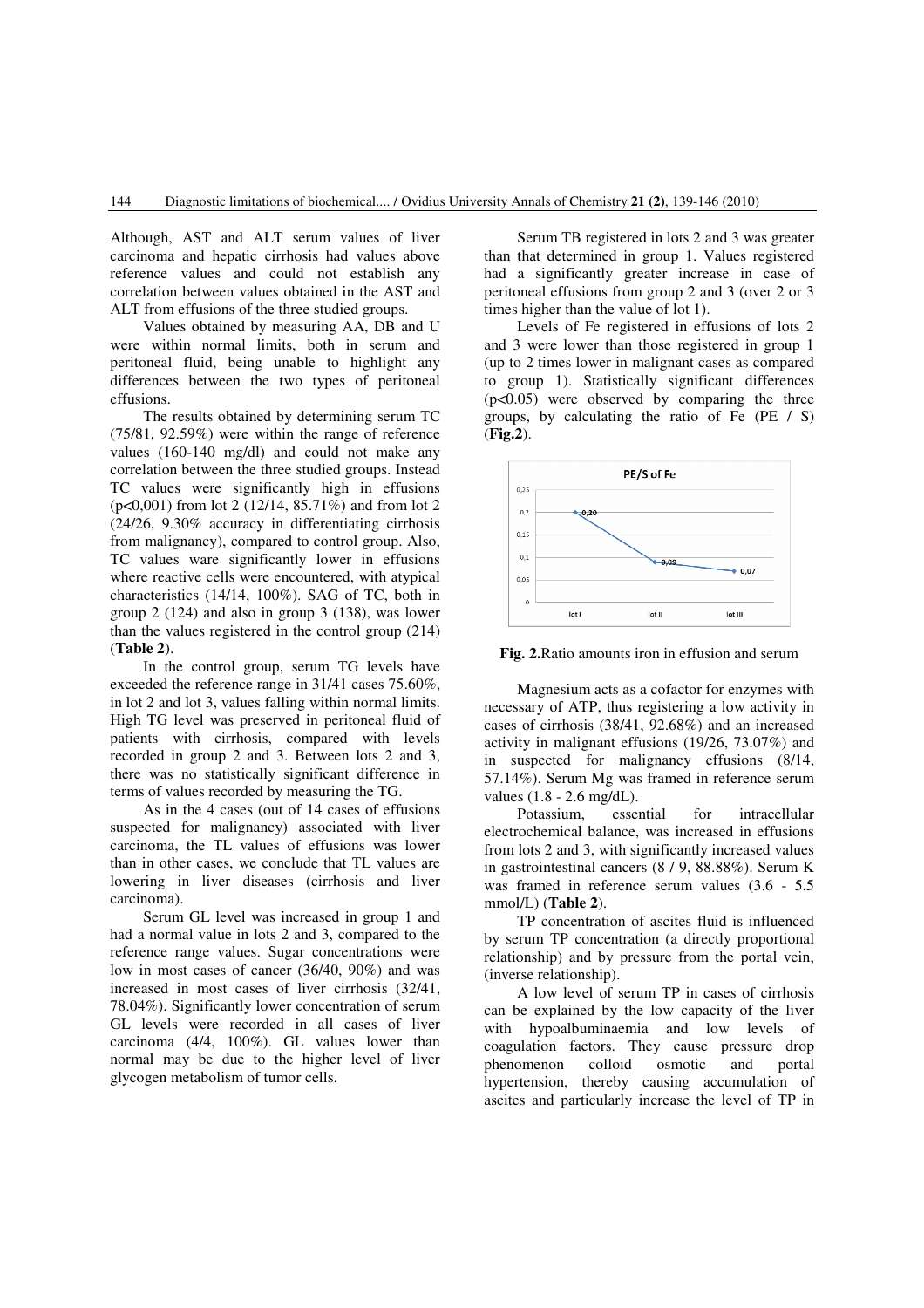Although, AST and ALT serum values of liver carcinoma and hepatic cirrhosis had values above reference values and could not establish any correlation between values obtained in the AST and ALT from effusions of the three studied groups.

Values obtained by measuring AA, DB and U were within normal limits, both in serum and peritoneal fluid, being unable to highlight any differences between the two types of peritoneal effusions.

The results obtained by determining serum TC (75/81, 92.59%) were within the range of reference values (160-140 mg/dl) and could not make any correlation between the three studied groups. Instead TC values were significantly high in effusions ($p<0,001$) from lot 2 (12/14, 85.71%) and from lot 2 (24/26, 9.30% accuracy in differentiating cirrhosis from malignancy), compared to control group. Also, TC values ware significantly lower in effusions where reactive cells were encountered, with atypical characteristics (14/14, 100%). SAG of TC, both in group 2 (124) and also in group 3 (138), was lower than the values registered in the control group (214) (**Table 2**).

In the control group, serum TG levels have exceeded the reference range in 31/41 cases 75.60%, in lot 2 and lot 3, values falling within normal limits. High TG level was preserved in peritoneal fluid of patients with cirrhosis, compared with levels recorded in group 2 and 3. Between lots 2 and 3, there was no statistically significant difference in terms of values recorded by measuring the TG.

As in the 4 cases (out of 14 cases of effusions suspected for malignancy) associated with liver carcinoma, the TL values of effusions was lower than in other cases, we conclude that TL values are lowering in liver diseases (cirrhosis and liver carcinoma).

Serum GL level was increased in group 1 and had a normal value in lots 2 and 3, compared to the reference range values. Sugar concentrations were low in most cases of cancer (36/40, 90%) and was increased in most cases of liver cirrhosis (32/41, 78.04%). Significantly lower concentration of serum GL levels were recorded in all cases of liver carcinoma (4/4, 100%). GL values lower than normal may be due to the higher level of liver glycogen metabolism of tumor cells.

Serum TB registered in lots 2 and 3 was greater than that determined in group 1. Values registered had a significantly greater increase in case of peritoneal effusions from group 2 and 3 (over 2 or 3 times higher than the value of lot 1).

Levels of Fe registered in effusions of lots 2 and 3 were lower than those registered in group 1 (up to 2 times lower in malignant cases as compared to group 1). Statistically significant differences ($p<0.05$) were observed by comparing the three groups, by calculating the ratio of Fe (PE / S) (**Fig.2**).

**Fig. 2.** Ratio amounts iron in effusion and serum

Magnesium acts as a cofactor for enzymes with necessary of ATP, thus registering a low activity in cases of cirrhosis (38/41, 92.68%) and an increased activity in malignant effusions (19/26, 73.07%) and in suspected for malignancy effusions (8/14, 57.14%). Serum Mg was framed in reference serum values (1.8 - 2.6 mg/dL).

Potassium, essential for intracellular electrochemical balance, was increased in effusions from lots 2 and 3, with significantly increased values in gastrointestinal cancers (8 / 9, 88.88%). Serum K was framed in reference serum values (3.6 - 5.5 mmol/L) (**Table 2**).

TP concentration of ascites fluid is influenced by serum TP concentration (a directly proportional relationship) and by pressure from the portal vein, (inverse relationship).

A low level of serum TP in cases of cirrhosis can be explained by the low capacity of the liver with hypoalbuminaemia and low levels of coagulation factors. They cause pressure drop phenomenon colloid osmotic and portal hypertension, thereby causing accumulation of ascites and particularly increase the level of TP in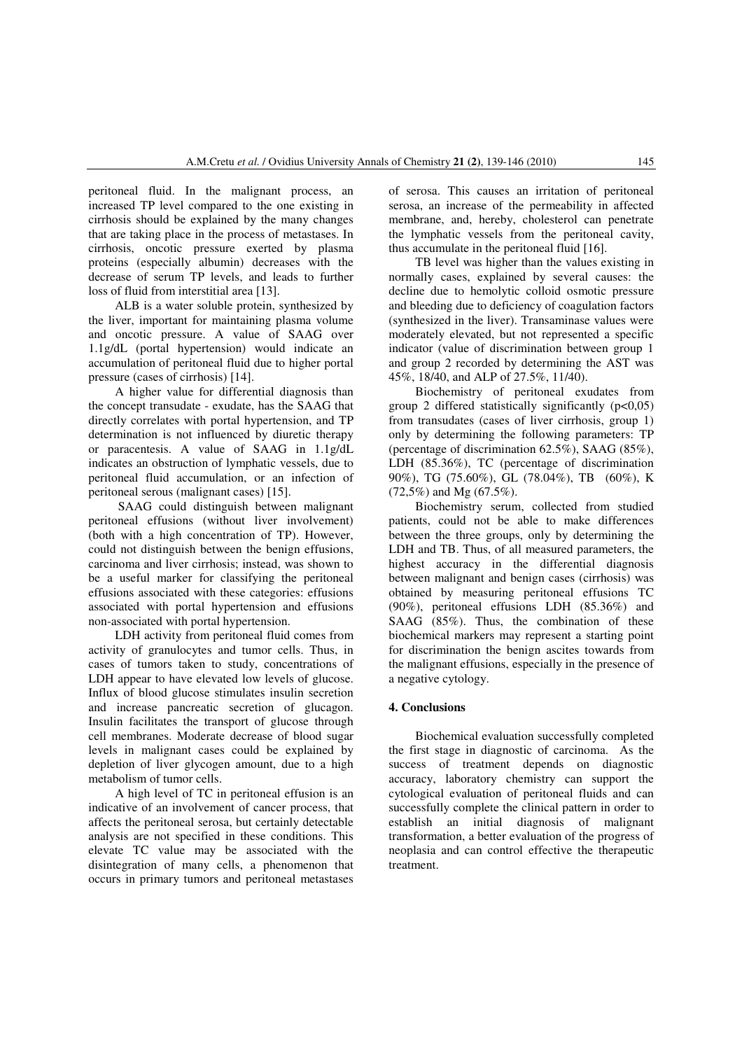peritoneal fluid. In the malignant process, an increased TP level compared to the one existing in cirrhosis should be explained by the many changes that are taking place in the process of metastases. In cirrhosis, oncotic pressure exerted by plasma proteins (especially albumin) decreases with the decrease of serum TP levels, and leads to further loss of fluid from interstitial area [13].

ALB is a water soluble protein, synthesized by the liver, important for maintaining plasma volume and oncotic pressure. A value of SAAG over 1.1g/dL (portal hypertension) would indicate an accumulation of peritoneal fluid due to higher portal pressure (cases of cirrhosis) [14].

A higher value for differential diagnosis than the concept transudate - exudate, has the SAAG that directly correlates with portal hypertension, and TP determination is not influenced by diuretic therapy or paracentesis. A value of SAAG in 1.1g/dL indicates an obstruction of lymphatic vessels, due to peritoneal fluid accumulation, or an infection of peritoneal serous (malignant cases) [15].

SAAG could distinguish between malignant peritoneal effusions (without liver involvement) (both with a high concentration of TP). However, could not distinguish between the benign effusions, carcinoma and liver cirrhosis; instead, was shown to be a useful marker for classifying the peritoneal effusions associated with these categories: effusions associated with portal hypertension and effusions non-associated with portal hypertension.

LDH activity from peritoneal fluid comes from activity of granulocytes and tumor cells. Thus, in cases of tumors taken to study, concentrations of LDH appear to have elevated low levels of glucose. Influx of blood glucose stimulates insulin secretion and increase pancreatic secretion of glucagon. Insulin facilitates the transport of glucose through cell membranes. Moderate decrease of blood sugar levels in malignant cases could be explained by depletion of liver glycogen amount, due to a high metabolism of tumor cells.

A high level of TC in peritoneal effusion is an indicative of an involvement of cancer process, that affects the peritoneal serosa, but certainly detectable analysis are not specified in these conditions. This elevate TC value may be associated with the disintegration of many cells, a phenomenon that occurs in primary tumors and peritoneal metastases of serosa. This causes an irritation of peritoneal serosa, an increase of the permeability in affected membrane, and, hereby, cholesterol can penetrate the lymphatic vessels from the peritoneal cavity, thus accumulate in the peritoneal fluid [16].

TB level was higher than the values existing in normally cases, explained by several causes: the decline due to hemolytic colloid osmotic pressure and bleeding due to deficiency of coagulation factors (synthesized in the liver). Transaminase values were moderately elevated, but not represented a specific indicator (value of discrimination between group 1 and group 2 recorded by determining the AST was 45%, 18/40, and ALP of 27.5%, 11/40).

Biochemistry of peritoneal exudates from group 2 differed statistically significantly ($p<0,05$) from transudates (cases of liver cirrhosis, group 1) only by determining the following parameters: TP (percentage of discrimination 62.5%), SAAG (85%), LDH (85.36%), TC (percentage of discrimination 90%), TG (75.60%), GL (78.04%), TB (60%), K (72,5%) and Mg (67.5%).

Biochemistry serum, collected from studied patients, could not be able to make differences between the three groups, only by determining the LDH and TB. Thus, of all measured parameters, the highest accuracy in the differential diagnosis between malignant and benign cases (cirrhosis) was obtained by measuring peritoneal effusions TC (90%), peritoneal effusions LDH (85.36%) and SAAG (85%). Thus, the combination of these biochemical markers may represent a starting point for discrimination the benign ascites towards from the malignant effusions, especially in the presence of a negative cytology.

## 4. Conclusions

Biochemical evaluation successfully completed the first stage in diagnostic of carcinoma. As the success of treatment depends on diagnostic accuracy, laboratory chemistry can support the cytological evaluation of peritoneal fluids and can successfully complete the clinical pattern in order to establish an initial diagnosis of malignant transformation, a better evaluation of the progress of neoplasia and can control effective the therapeutic treatment.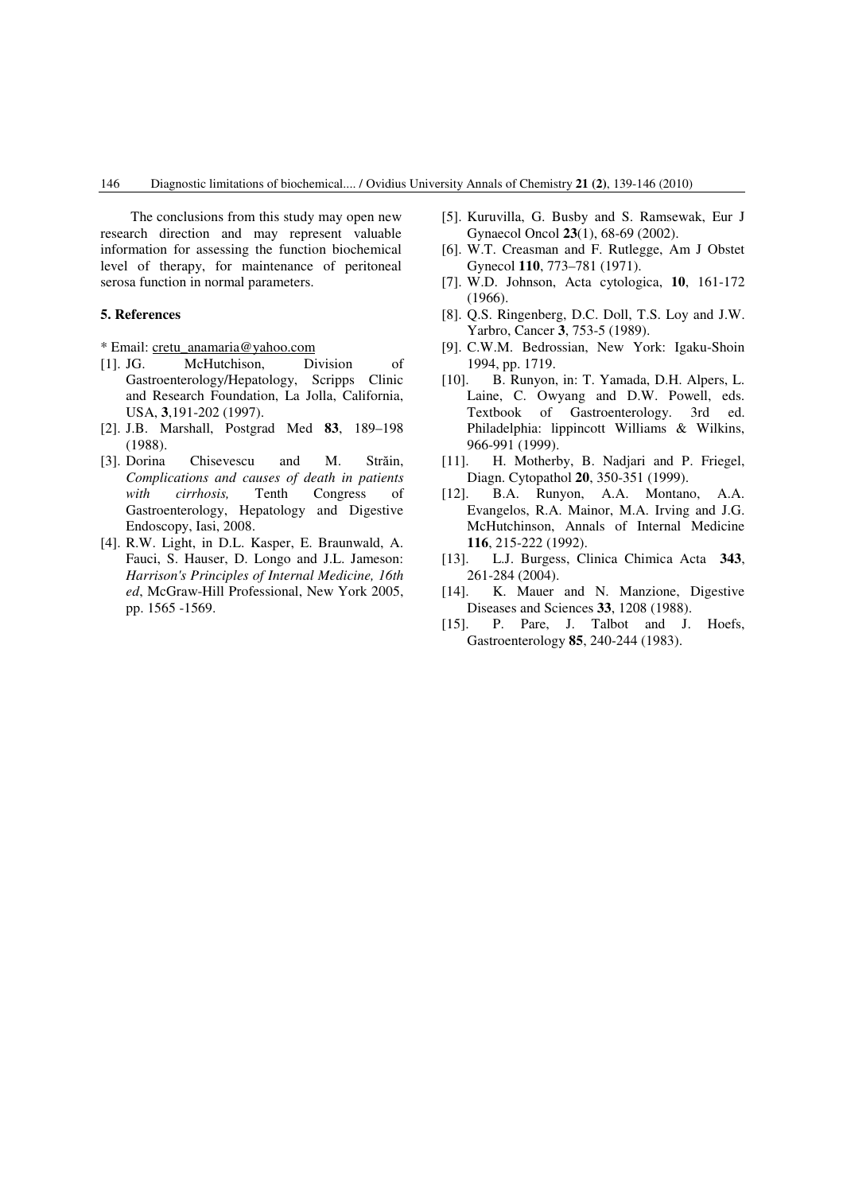The conclusions from this study may open new research direction and may represent valuable information for assessing the function biochemical level of therapy, for maintenance of peritoneal serosa function in normal parameters.

## 5. References

* Email: cretu_anamaria@yahoo.com

[1]. JG. McHutchison, Division of Gastroenterology/Hepatology, Scripps Clinic and Research Foundation, La Jolla, California, USA, **3**,191-202 (1997).

[2]. J.B. Marshall, Postgrad Med **83**, 189–198 (1988).

[3]. Dorina Chisevescu and M. Străin, *Complications and causes of death in patients with cirrhosis,* Tenth Congress of Gastroenterology, Hepatology and Digestive Endoscopy, Iasi, 2008.

[4]. R.W. Light, in D.L. Kasper, E. Braunwald, A. Fauci, S. Hauser, D. Longo and J.L. Jameson: *Harrison's Principles of Internal Medicine, 16th ed*, McGraw-Hill Professional, New York 2005, pp. 1565 -1569.

[5]. Kuruvilla, G. Busby and S. Ramsewak, Eur J Gynaecol Oncol **23**(1), 68-69 (2002).

[6]. W.T. Creasman and F. Rutlegge, Am J Obstet Gynecol **110**, 773–781 (1971).

[7]. W.D. Johnson, Acta cytologica, **10**, 161-172 (1966).

[8]. Q.S. Ringenberg, D.C. Doll, T.S. Loy and J.W. Yarbro, Cancer **3**, 753-5 (1989).

[9]. C.W.M. Bedrossian, New York: Igaku-Shoin 1994, pp. 1719.

[10]. B. Runyon, in: T. Yamada, D.H. Alpers, L. Laine, C. Owyang and D.W. Powell, eds. Textbook of Gastroenterology. 3rd ed. Philadelphia: lippincott Williams & Wilkins, 966-991 (1999).

[11]. H. Motherby, B. Nadjari and P. Friegel, Diagn. Cytopathol **20**, 350-351 (1999).

[12]. B.A. Runyon, A.A. Montano, A.A. Evangelos, R.A. Mainor, M.A. Irving and J.G. McHutchinson, Annals of Internal Medicine **116**, 215-222 (1992).

[13]. L.J. Burgess, Clinica Chimica Acta **343**, 261-284 (2004).

[14]. K. Mauer and N. Manzione, Digestive Diseases and Sciences **33**, 1208 (1988).

[15]. P. Pare, J. Talbot and J. Hoefs, Gastroenterology **85**, 240-244 (1983).